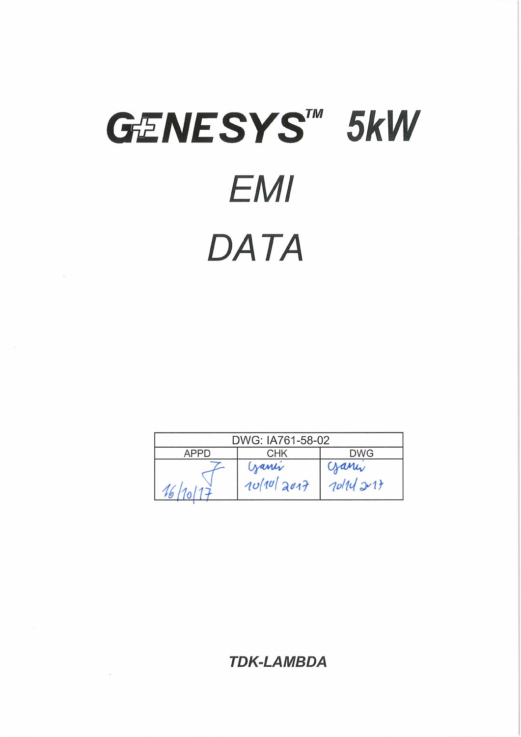# GENESYS™ 5kW

# EMI

# DATA

| DWG: IA761-58-02 | | |
|---|---|---|
| APPD | CHK | DWG |
| 16/10/17 | Yanir 10/10/2017 | Yanir 10/10/2017 |

**TDK-LAMBDA**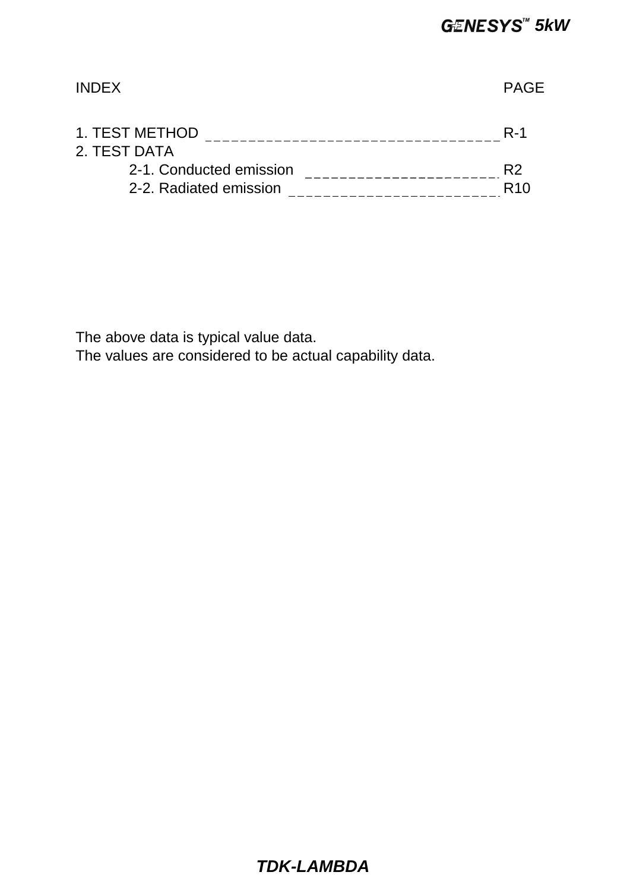| INDEX | PAGE |
| --- | --- |
| 1. TEST METHOD | R-1 |
| 2. TEST DATA | |
| 2-1. Conducted emission | R2 |
| 2-2. Radiated emission | R10 |

The above data is typical value data.
The values are considered to be actual capability data.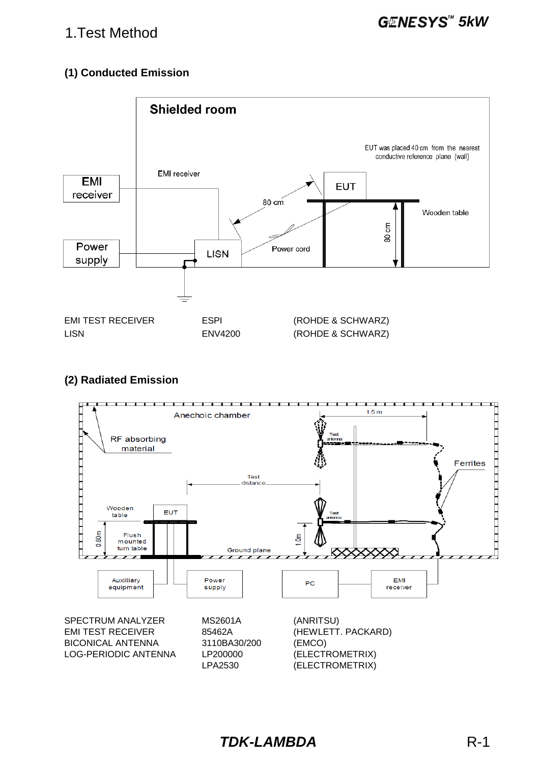# 1.Test Method

## (1) Conducted Emission

Shielded room

EUT was placed 40 cm from the nearest conductive reference plane (wall)

EMI receiver

EMI receiver

EUT

80 cm

Wooden table

80 cm

Power supply

LISN

Power cord

| | | |
|---|---|---|
| EMI TEST RECEIVER | ESPI | (ROHDE & SCHWARZ) |
| LISN | ENV4200 | (ROHDE & SCHWARZ) |

## (2) Radiated Emission

Anechoic chamber

1.5 m

RF absorbing material

Test antenna

Ferrites

Test distance

Wooden table

EUT

Test antenna

0.80m

Flush mounted turn table

1.0m

Ground plane

Auxilliary equipment

Power supply

PC

EMI receiver

| | | |
|---|---|---|
| SPECTRUM ANALYZER | MS2601A | (ANRITSU) |
| EMI TEST RECEIVER | 85462A | (HEWLETT. PACKARD) |
| BICONICAL ANTENNA | 3110BA30/200 | (EMCO) |
| LOG-PERIODIC ANTENNA | LP200000 | (ELECTROMETRIX) |
| | LPA2530 | (ELECTROMETRIX) |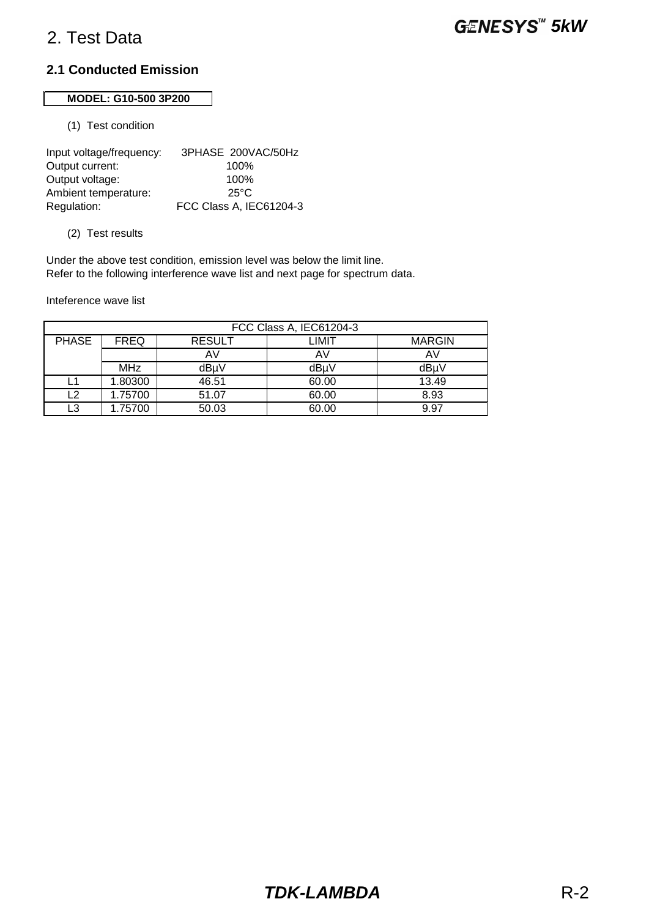# 2. Test Data

## 2.1 Conducted Emission

**MODEL: G10-500 3P200**

(1) Test condition

Input voltage/frequency: 3PHASE 200VAC/50Hz
Output current: 100%
Output voltage: 100%
Ambient temperature: 25°C
Regulation: FCC Class A, IEC61204-3

(2) Test results

Under the above test condition, emission level was below the limit line.
Refer to the following interference wave list and next page for spectrum data.

Inteference wave list

| FCC Class A, IEC61204-3 | | | | |
|---|---|---|---|---|
| PHASE | FREQ | RESULT | LIMIT | MARGIN |
| | | AV | AV | AV |
| | MHz | dBμV | dBμV | dBμV |
| L1 | 1.80300 | 46.51 | 60.00 | 13.49 |
| L2 | 1.75700 | 51.07 | 60.00 | 8.93 |
| L3 | 1.75700 | 50.03 | 60.00 | 9.97 |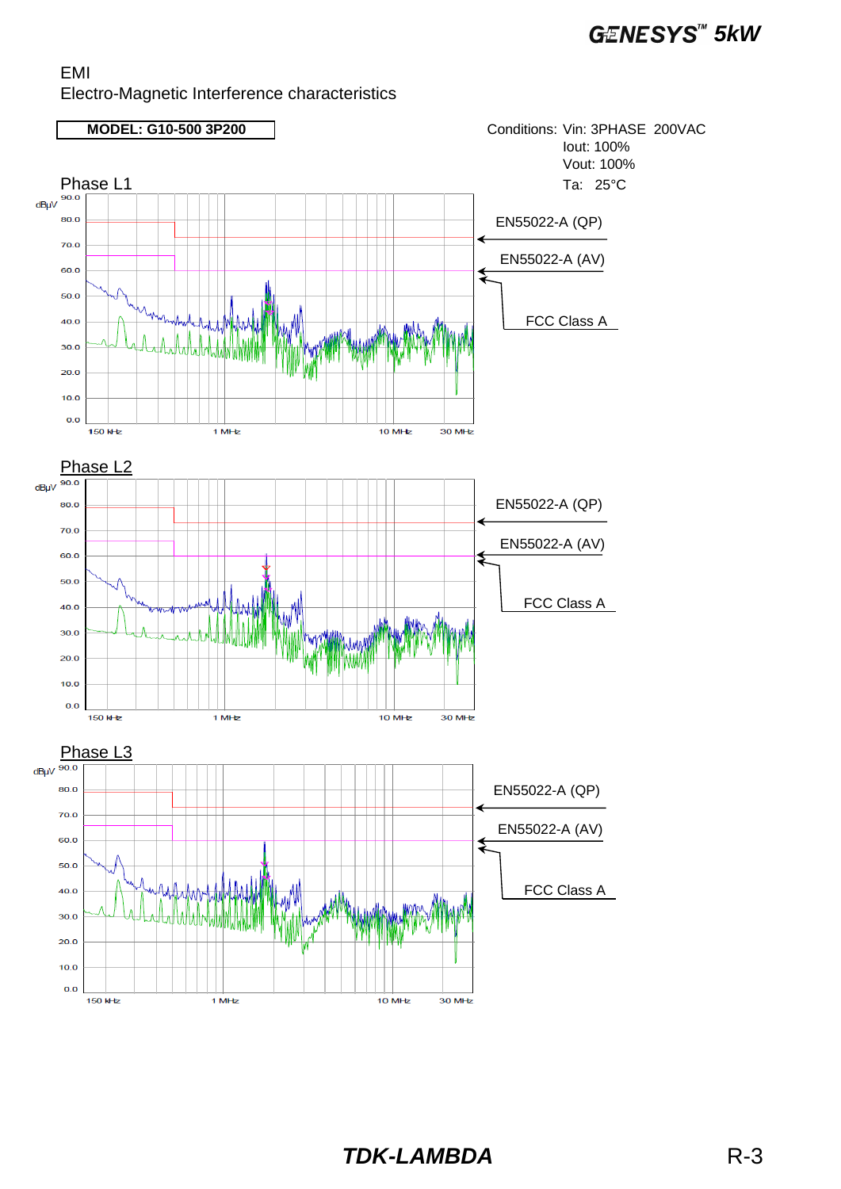EMI

Electro-Magnetic Interference characteristics

**MODEL: G10-500 3P200**

Conditions: Vin: 3PHASE 200VAC
Iout: 100%
Vout: 100%
Ta: 25°C

Phase L1

dBμV
90.0
80.0
70.0
60.0
50.0
40.0
30.0
20.0
10.0
0.0

150 kHz 1 MHz 10 MHz 30 MHz

EN55022-A (QP)

EN55022-A (AV)

FCC Class A

Phase L2

dBμV
90.0
80.0
70.0
60.0
50.0
40.0
30.0
20.0
10.0
0.0

150 kHz 1 MHz 10 MHz 30 MHz

EN55022-A (QP)

EN55022-A (AV)

FCC Class A

Phase L3

dBμV
90.0
80.0
70.0
60.0
50.0
40.0
30.0
20.0
10.0
0.0

150 kHz 1 MHz 10 MHz 30 MHz

EN55022-A (QP)

EN55022-A (AV)

FCC Class A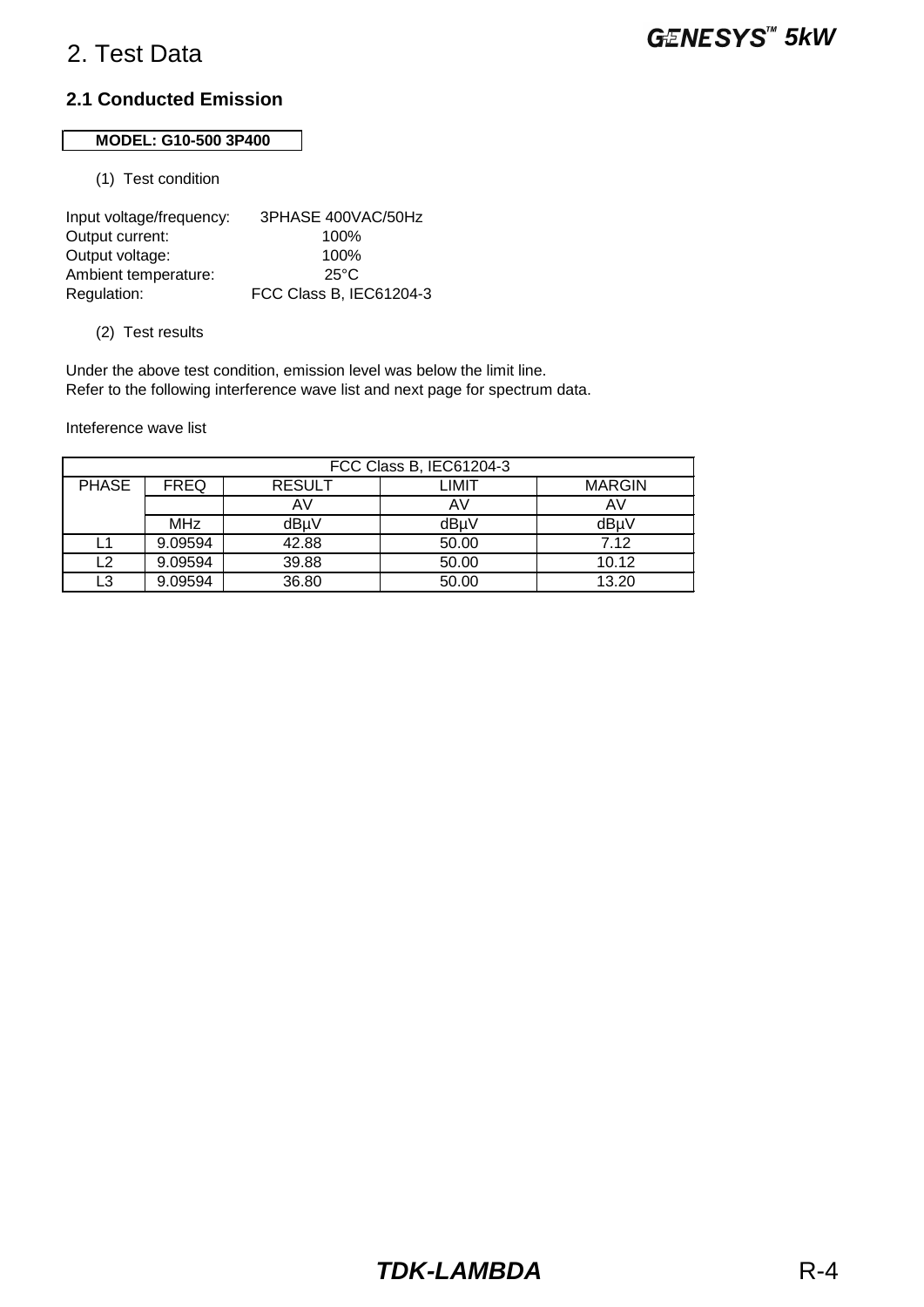# 2. Test Data

## 2.1 Conducted Emission

**MODEL: G10-500 3P400**

(1) Test condition

Input voltage/frequency: 3PHASE 400VAC/50Hz
Output current: 100%
Output voltage: 100%
Ambient temperature: 25°C
Regulation: FCC Class B, IEC61204-3

(2) Test results

Under the above test condition, emission level was below the limit line.
Refer to the following interference wave list and next page for spectrum data.

Inteference wave list

| FCC Class B, IEC61204-3 | | | | |
|---|---|---|---|---|
| PHASE | FREQ | RESULT | LIMIT | MARGIN |
| | | AV | AV | AV |
| | MHz | dBμV | dBμV | dBμV |
| L1 | 9.09594 | 42.88 | 50.00 | 7.12 |
| L2 | 9.09594 | 39.88 | 50.00 | 10.12 |
| L3 | 9.09594 | 36.80 | 50.00 | 13.20 |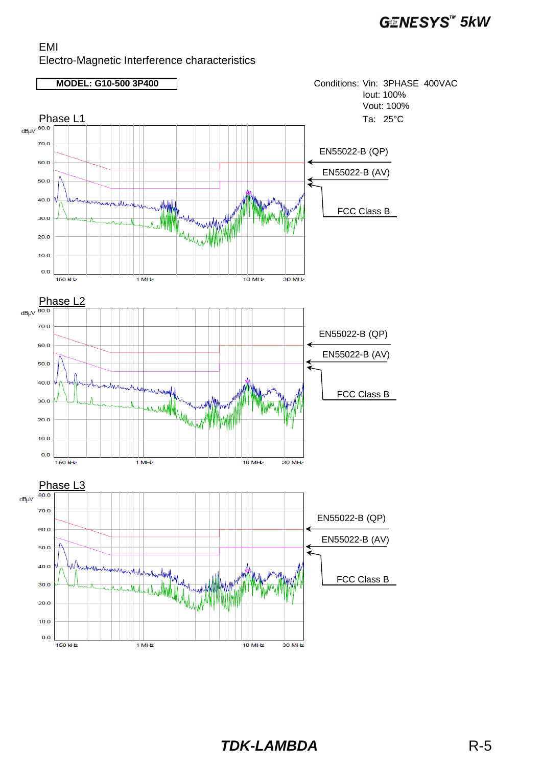# EMI

Electro-Magnetic Interference characteristics

**MODEL: G10-500 3P400**

Conditions: Vin: 3PHASE 400VAC
Iout: 100%
Vout: 100%
Ta: 25°C

## Phase L1

dBμV
80.0
70.0
60.0
50.0
40.0
30.0
20.0
10.0
0.0

150 kHz 1 MHz 10 MHz 30 MHz

EN55022-B (QP)

EN55022-B (AV)

FCC Class B

## Phase L2

dBμV
80.0
70.0
60.0
50.0
40.0
30.0
20.0
10.0
0.0

150 kHz 1 MHz 10 MHz 30 MHz

EN55022-B (QP)

EN55022-B (AV)

FCC Class B

## Phase L3

dBμV
80.0
70.0
60.0
50.0
40.0
30.0
20.0
10.0
0.0

150 kHz 1 MHz 10 MHz 30 MHz

EN55022-B (QP)

EN55022-B (AV)

FCC Class B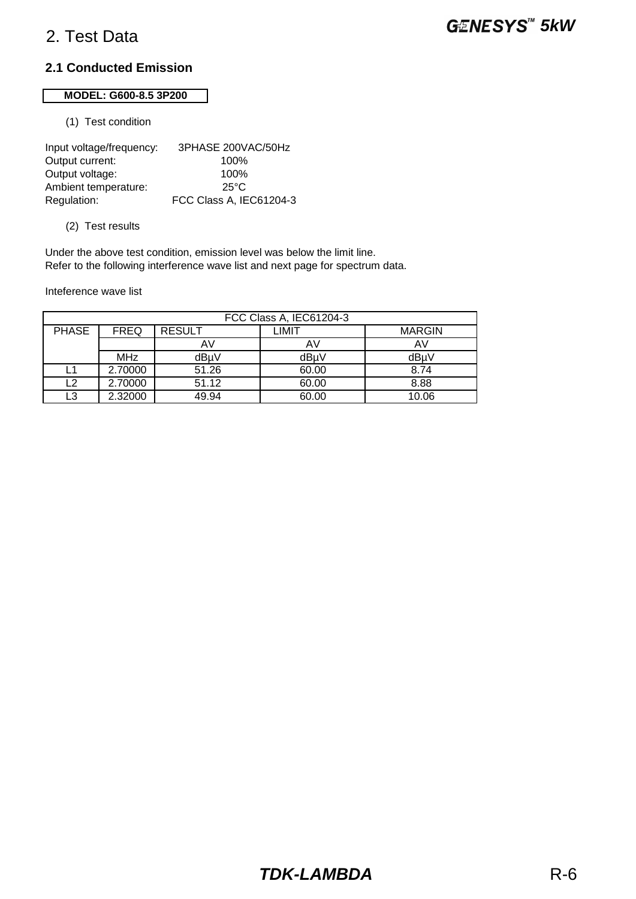# 2. Test Data

## 2.1 Conducted Emission

**MODEL: G600-8.5 3P200**

(1) Test condition

Input voltage/frequency: 3PHASE 200VAC/50Hz
Output current: 100%
Output voltage: 100%
Ambient temperature: 25°C
Regulation: FCC Class A, IEC61204-3

(2) Test results

Under the above test condition, emission level was below the limit line.
Refer to the following interference wave list and next page for spectrum data.

Inteference wave list

| FCC Class A, IEC61204-3 | | | | |
|---|---|---|---|---|
| PHASE | FREQ | RESULT | LIMIT | MARGIN |
| | | AV | AV | AV |
| | MHz | dBμV | dBμV | dBμV |
| L1 | 2.70000 | 51.26 | 60.00 | 8.74 |
| L2 | 2.70000 | 51.12 | 60.00 | 8.88 |
| L3 | 2.32000 | 49.94 | 60.00 | 10.06 |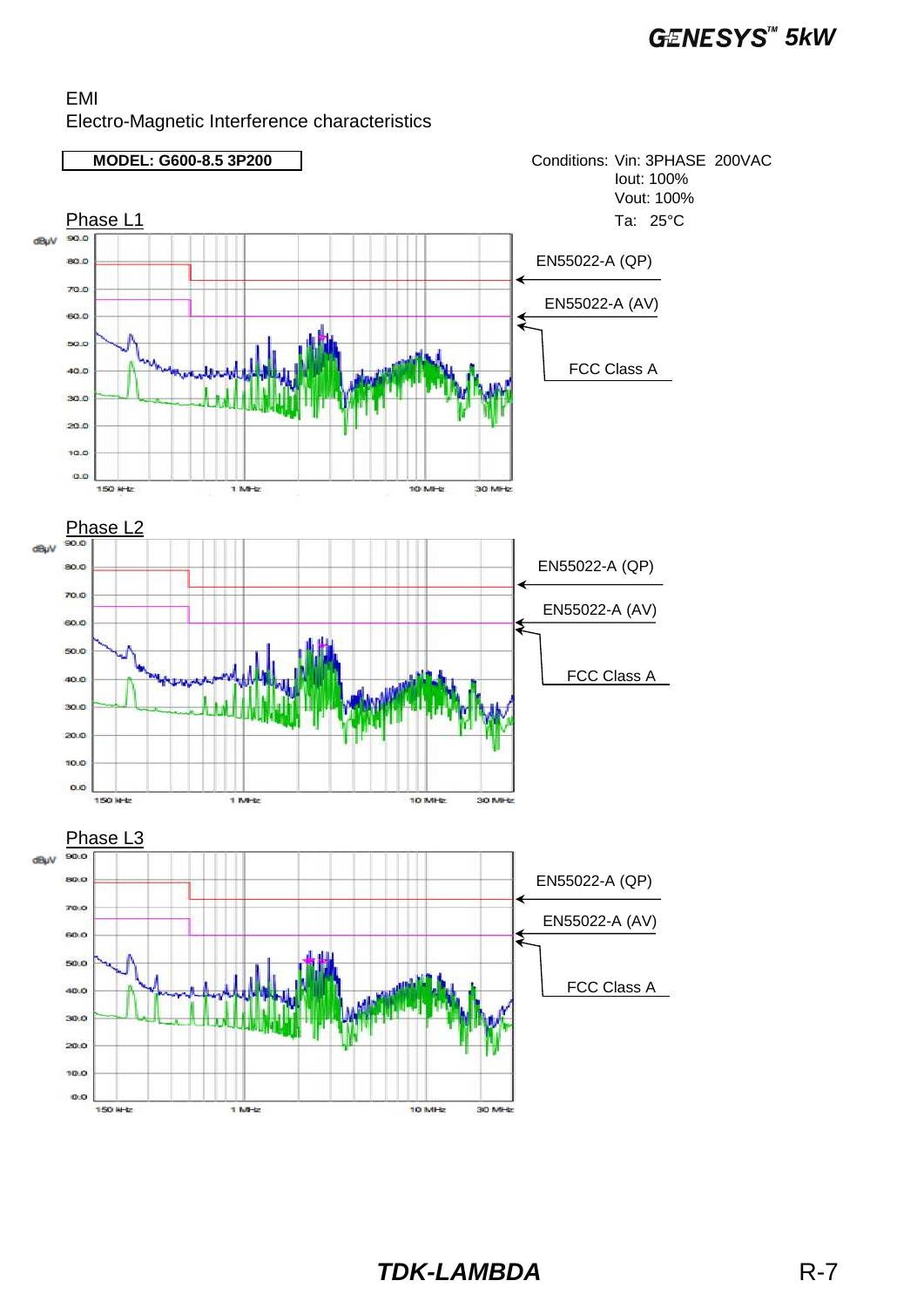EMI

Electro-Magnetic Interference characteristics

**MODEL: G600-8.5 3P200**

Conditions: Vin: 3PHASE 200VAC
Iout: 100%
Vout: 100%
Ta: 25°C

Phase L1

dBμV
90.0
80.0
70.0
60.0
50.0
40.0
30.0
20.0
10.0
0.0
150 kHz 1 MHz 10 MHz 30 MHz

EN55022-A (QP)
EN55022-A (AV)
FCC Class A

Phase L2

dBμV
90.0
80.0
70.0
60.0
50.0
40.0
30.0
20.0
10.0
0.0
150 kHz 1 MHz 10 MHz 30 MHz

EN55022-A (QP)
EN55022-A (AV)
FCC Class A

Phase L3

dBμV
90.0
80.0
70.0
60.0
50.0
40.0
30.0
20.0
10.0
0.0
150 kHz 1 MHz 10 MHz 30 MHz

EN55022-A (QP)
EN55022-A (AV)
FCC Class A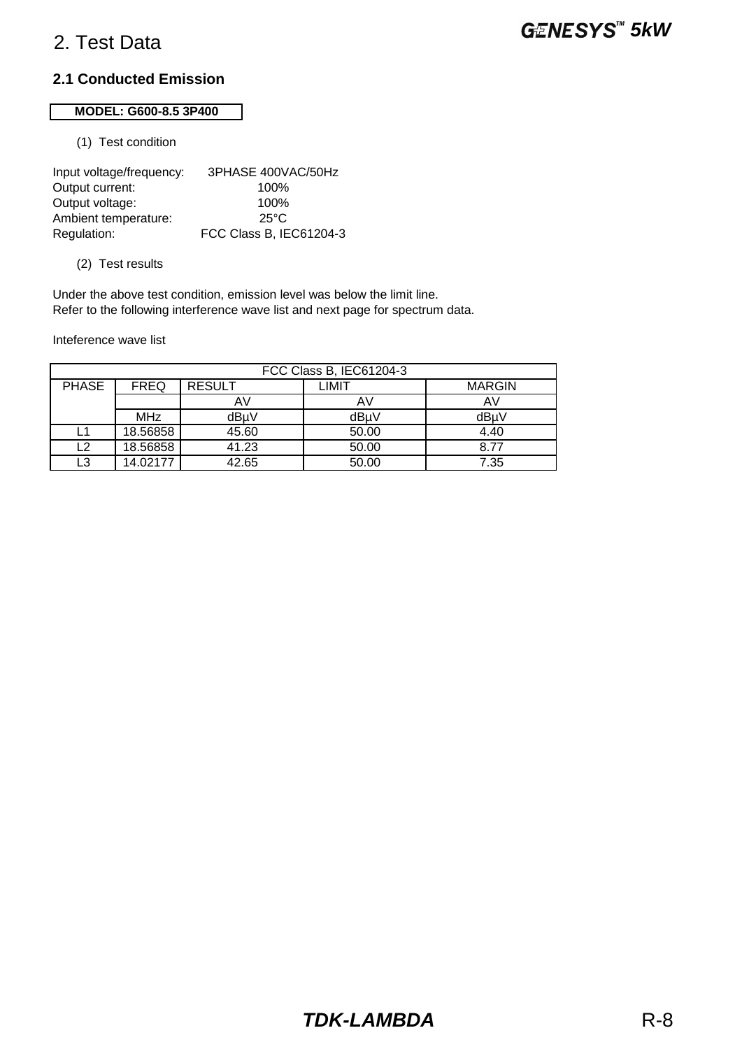# 2. Test Data

## 2.1 Conducted Emission

**MODEL: G600-8.5 3P400**

(1) Test condition

Input voltage/frequency: 3PHASE 400VAC/50Hz
Output current: 100%
Output voltage: 100%
Ambient temperature: 25°C
Regulation: FCC Class B, IEC61204-3

(2) Test results

Under the above test condition, emission level was below the limit line.
Refer to the following interference wave list and next page for spectrum data.

Inteference wave list

| FCC Class B, IEC61204-3 | | | | |
|---|---|---|---|---|
| PHASE | FREQ | RESULT | LIMIT | MARGIN |
| | | AV | AV | AV |
| | MHz | dBμV | dBμV | dBμV |
| L1 | 18.56858 | 45.60 | 50.00 | 4.40 |
| L2 | 18.56858 | 41.23 | 50.00 | 8.77 |
| L3 | 14.02177 | 42.65 | 50.00 | 7.35 |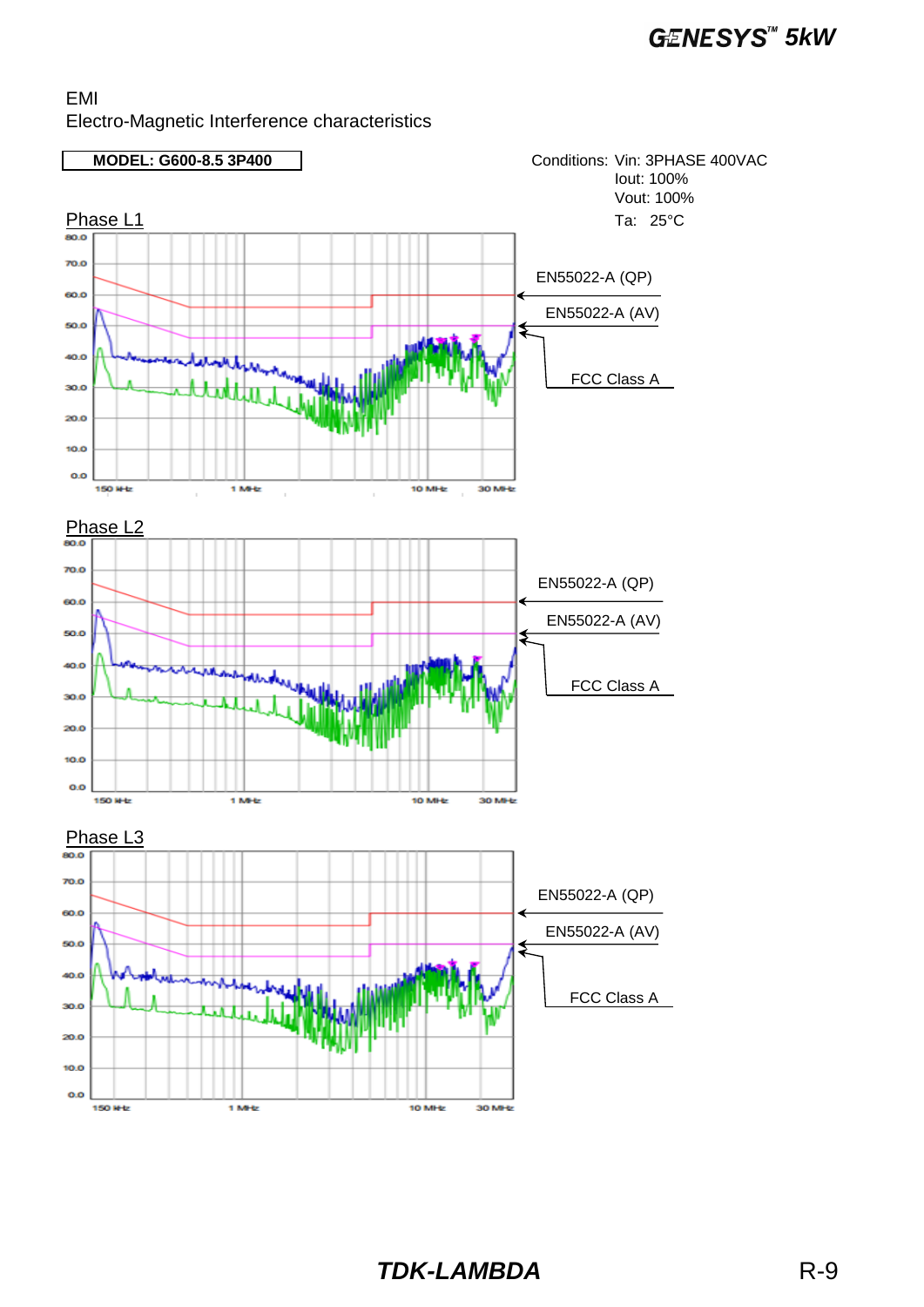EMI

Electro-Magnetic Interference characteristics

**MODEL: G600-8.5 3P400**

Conditions: Vin: 3PHASE 400VAC
Iout: 100%
Vout: 100%
Ta: 25°C

Phase L1

80.0
70.0
60.0
50.0
40.0
30.0
20.0
10.0
0.0

150 kHz 1 MHz 10 MHz 30 MHz

EN55022-A (QP)

EN55022-A (AV)

FCC Class A

Phase L2

80.0
70.0
60.0
50.0
40.0
30.0
20.0
10.0
0.0

150 kHz 1 MHz 10 MHz 30 MHz

EN55022-A (QP)

EN55022-A (AV)

FCC Class A

Phase L3

80.0
70.0
60.0
50.0
40.0
30.0
20.0
10.0
0.0

150 kHz 1 MHz 10 MHz 30 MHz

EN55022-A (QP)

EN55022-A (AV)

FCC Class A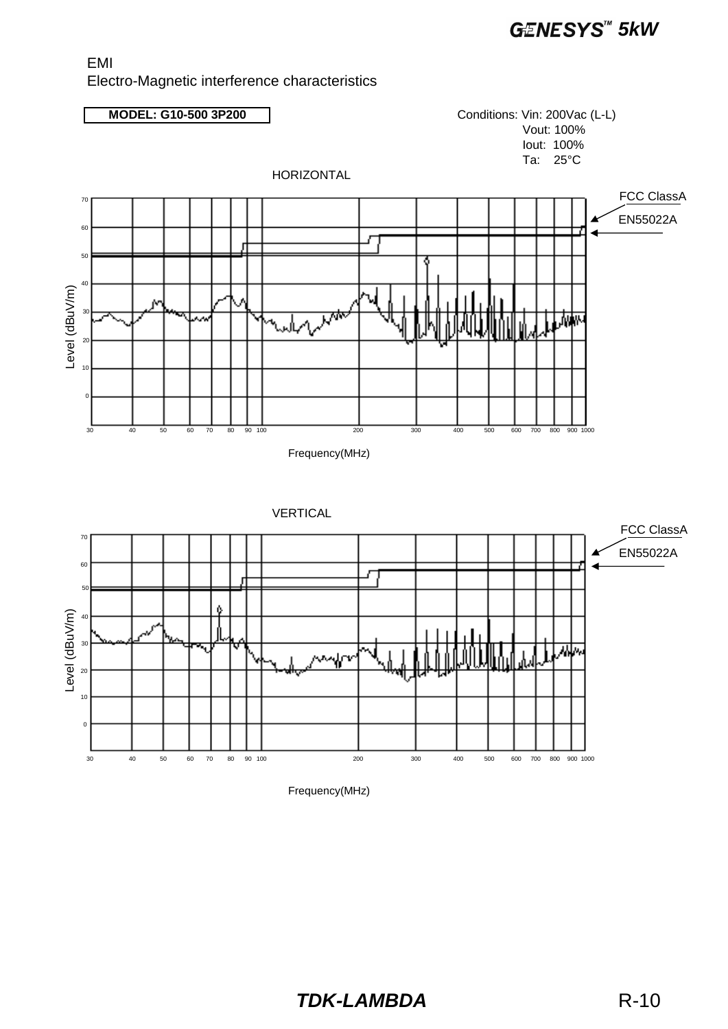EMI

Electro-Magnetic interference characteristics

**MODEL: G10-500 3P200**

Conditions: Vin: 200Vac (L-L)
Vout: 100%
Iout: 100%
Ta: 25°C

HORIZONTAL

FCC ClassA

EN55022A

Level (dBuV/m)

Frequency(MHz)

VERTICAL

FCC ClassA

EN55022A

Level (dBuV/m)

Frequency(MHz)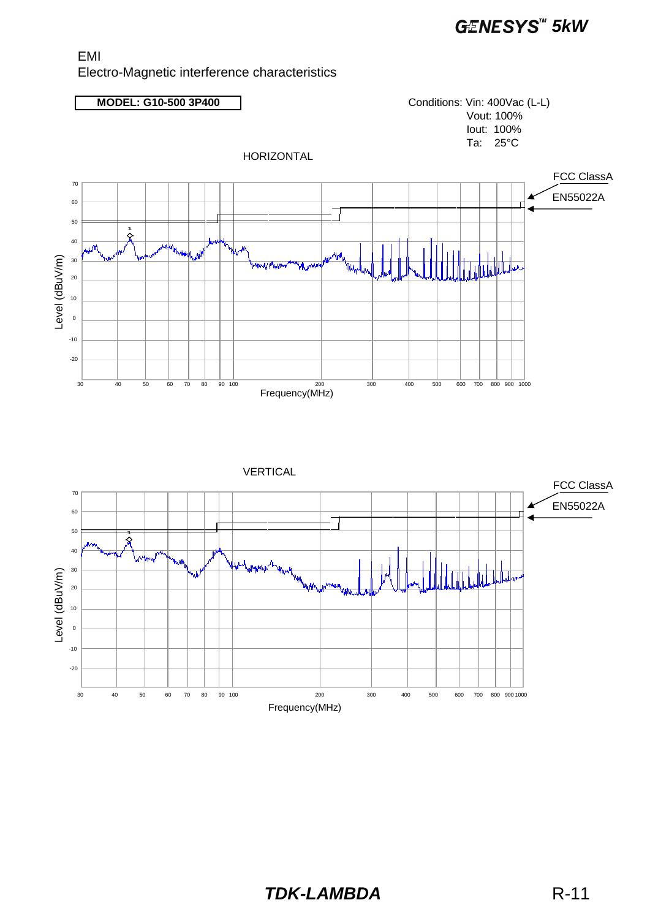EMI

Electro-Magnetic interference characteristics

**MODEL: G10-500 3P400**

Conditions: Vin: 400Vac (L-L)
Vout: 100%
Iout: 100%
Ta: 25°C

HORIZONTAL

FCC ClassA

EN55022A

Level (dBuV/m)

Frequency(MHz)

VERTICAL

FCC ClassA

EN55022A

Level (dBuV/m)

Frequency(MHz)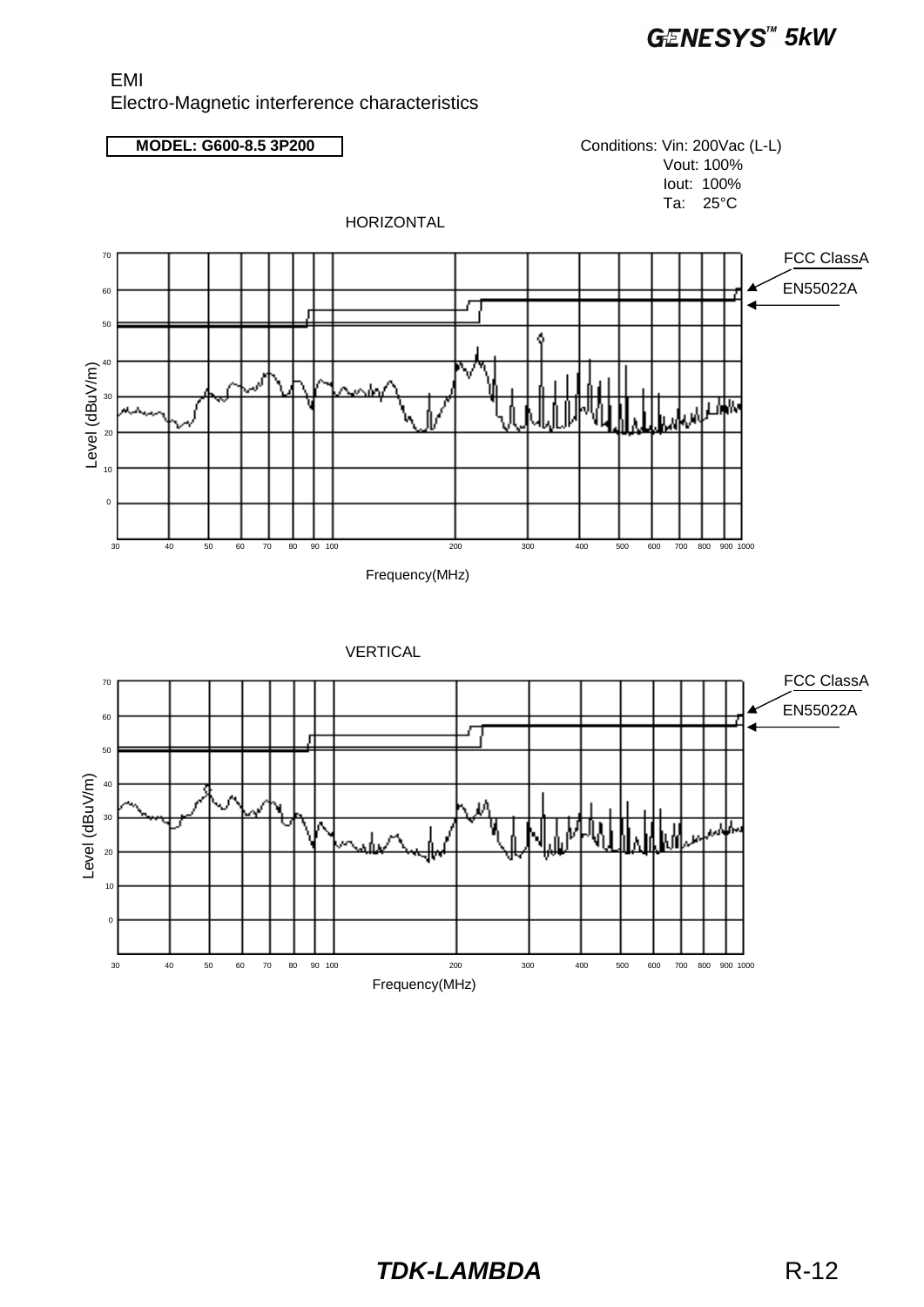# EMI

Electro-Magnetic interference characteristics

**MODEL: G600-8.5 3P200**

Conditions: Vin: 200Vac (L-L)
Vout: 100%
Iout: 100%
Ta: 25°C

HORIZONTAL

FCC ClassA

EN55022A

Level (dBuV/m)

0 10 20 30 40 50 60 70

30 40 50 60 70 80 90 100 200 300 400 500 600 700 800 900 1000

Frequency(MHz)

VERTICAL

FCC ClassA

EN55022A

Level (dBuV/m)

0 10 20 30 40 50 60 70

30 40 50 60 70 80 90 100 200 300 400 500 600 700 800 900 1000

Frequency(MHz)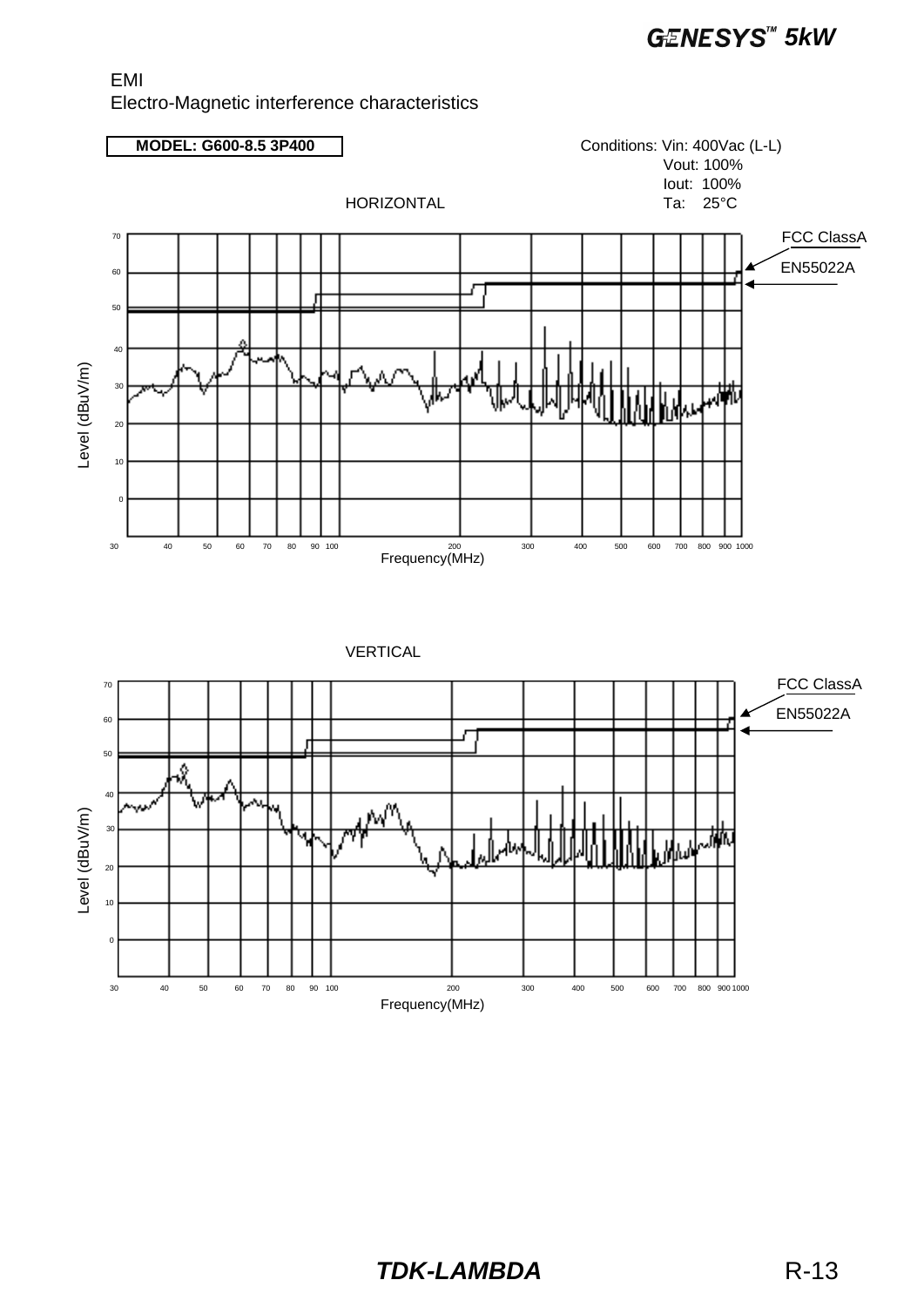# EMI
Electro-Magnetic interference characteristics

**MODEL: G600-8.5 3P400**

Conditions: Vin: 400Vac (L-L)
Vout: 100%
Iout: 100%
Ta: 25°C

HORIZONTAL

FCC ClassA
EN55022A

Level (dBuV/m)
70
60
50
40
30
20
10
0

30 40 50 60 70 80 90 100 200 300 400 500 600 700 800 900 1000
Frequency(MHz)

VERTICAL

FCC ClassA
EN55022A

Level (dBuV/m)
70
60
50
40
30
20
10
0

30 40 50 60 70 80 90 100 200 300 400 500 600 700 800 900 1000
Frequency(MHz)

**TDK-LAMBDA**